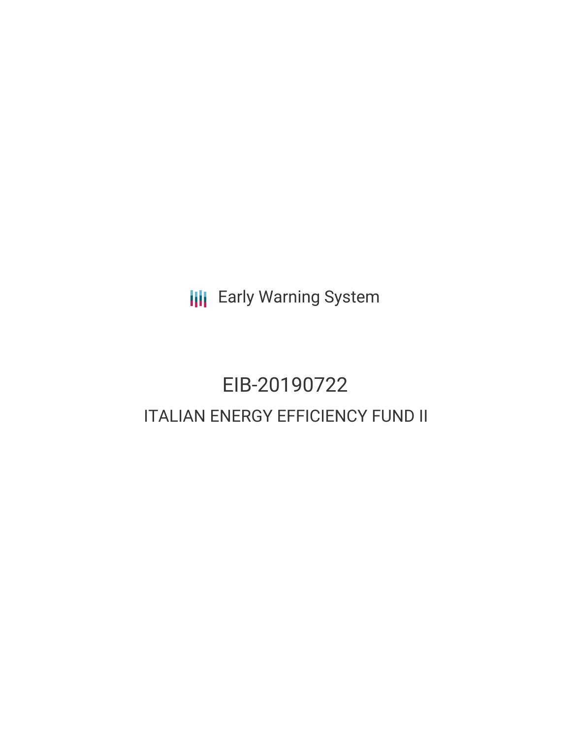Early Warning System

# EIB-20190722

## ITALIAN ENERGY EFFICIENCY FUND II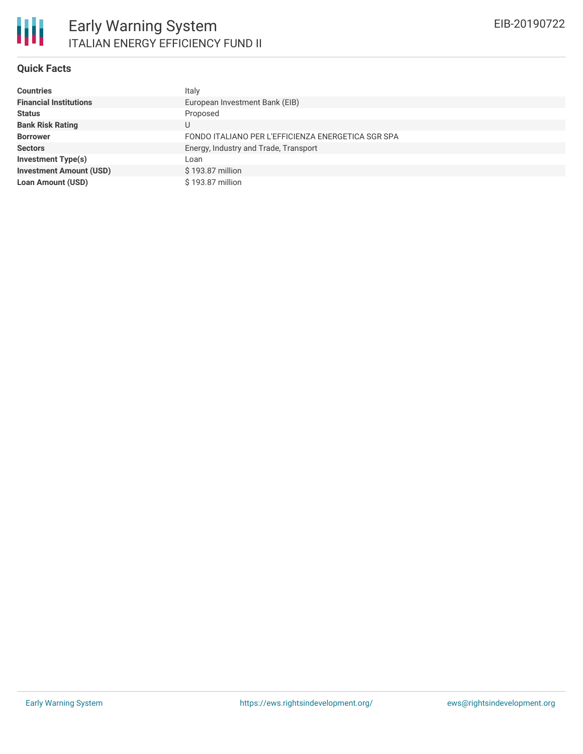# Early Warning System

## ITALIAN ENERGY EFFICIENCY FUND II

EIB-20190722

### Quick Facts

| | |
|---|---|
| **Countries** | Italy |
| **Financial Institutions** | European Investment Bank (EIB) |
| **Status** | Proposed |
| **Bank Risk Rating** | U |
| **Borrower** | FONDO ITALIANO PER L'EFFICIENZA ENERGETICA SGR SPA |
| **Sectors** | Energy, Industry and Trade, Transport |
| **Investment Type(s)** | Loan |
| **Investment Amount (USD)** | $ 193.87 million |
| **Loan Amount (USD)** | $ 193.87 million |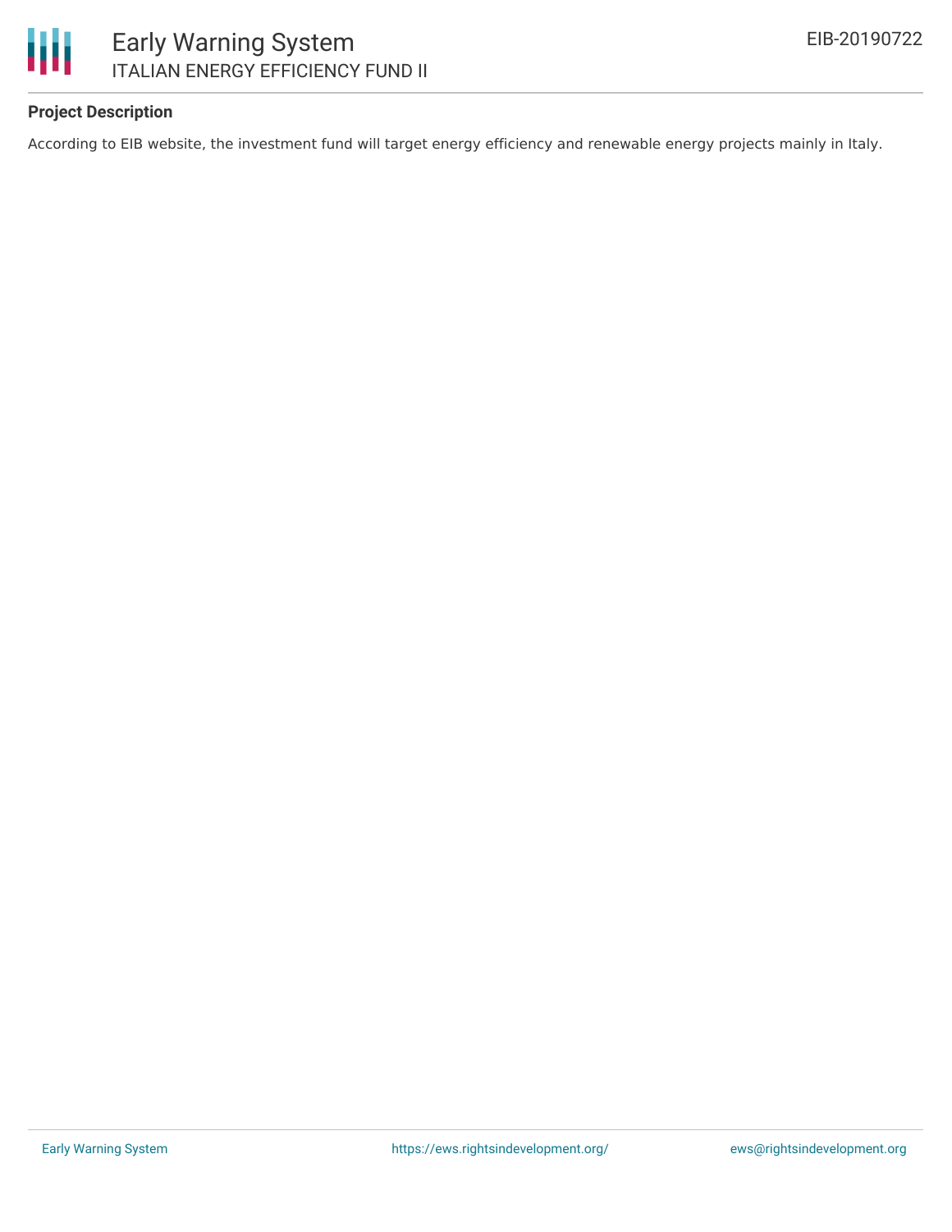### Project Description

According to EIB website, the investment fund will target energy efficiency and renewable energy projects mainly in Italy.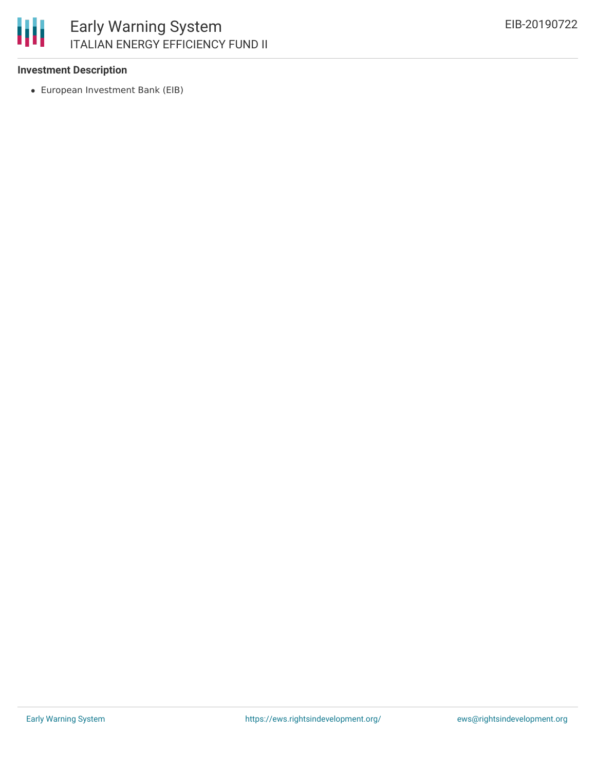### Investment Description

- European Investment Bank (EIB)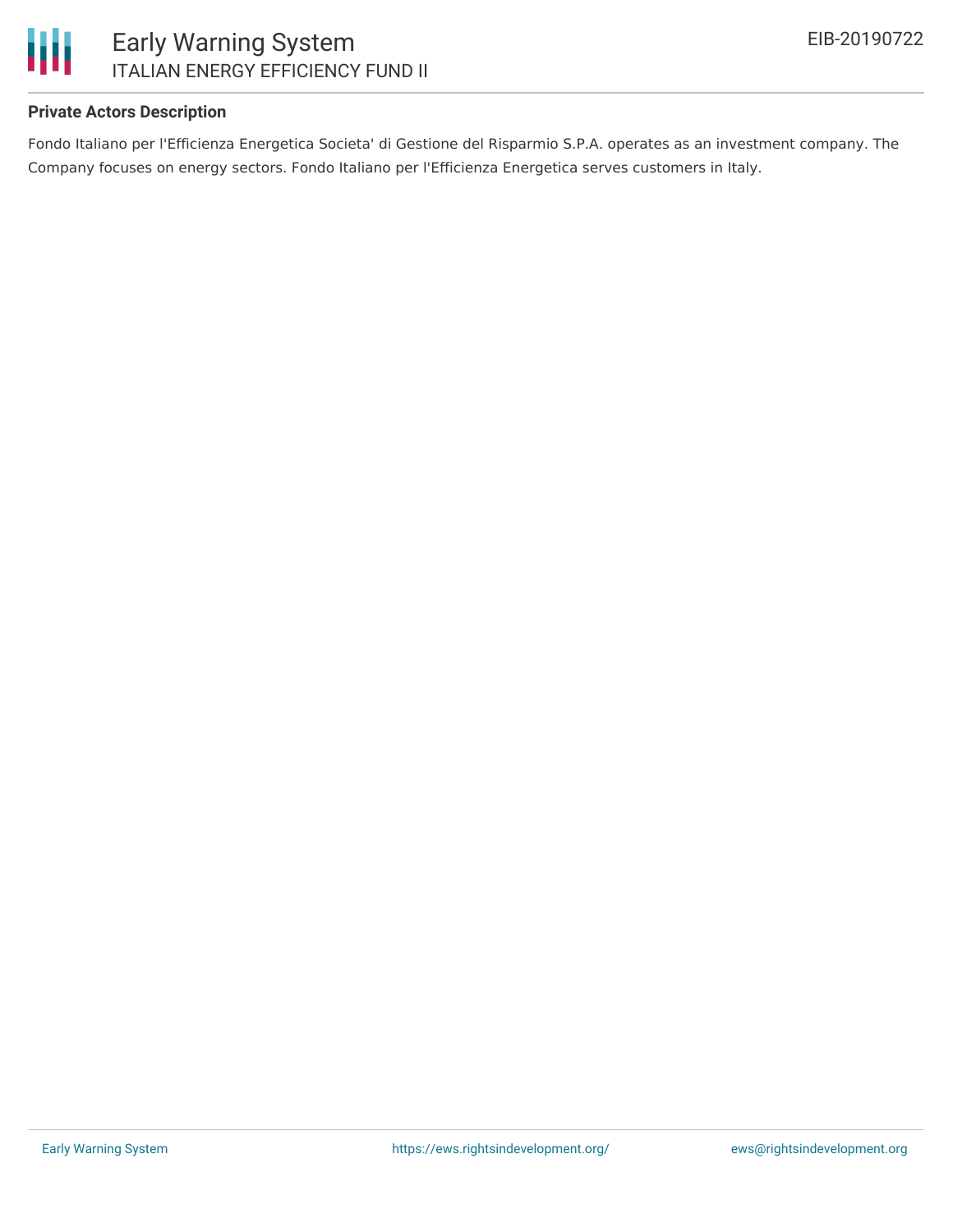### Private Actors Description

Fondo Italiano per l'Efficienza Energetica Societa' di Gestione del Risparmio S.P.A. operates as an investment company. The Company focuses on energy sectors. Fondo Italiano per l'Efficienza Energetica serves customers in Italy.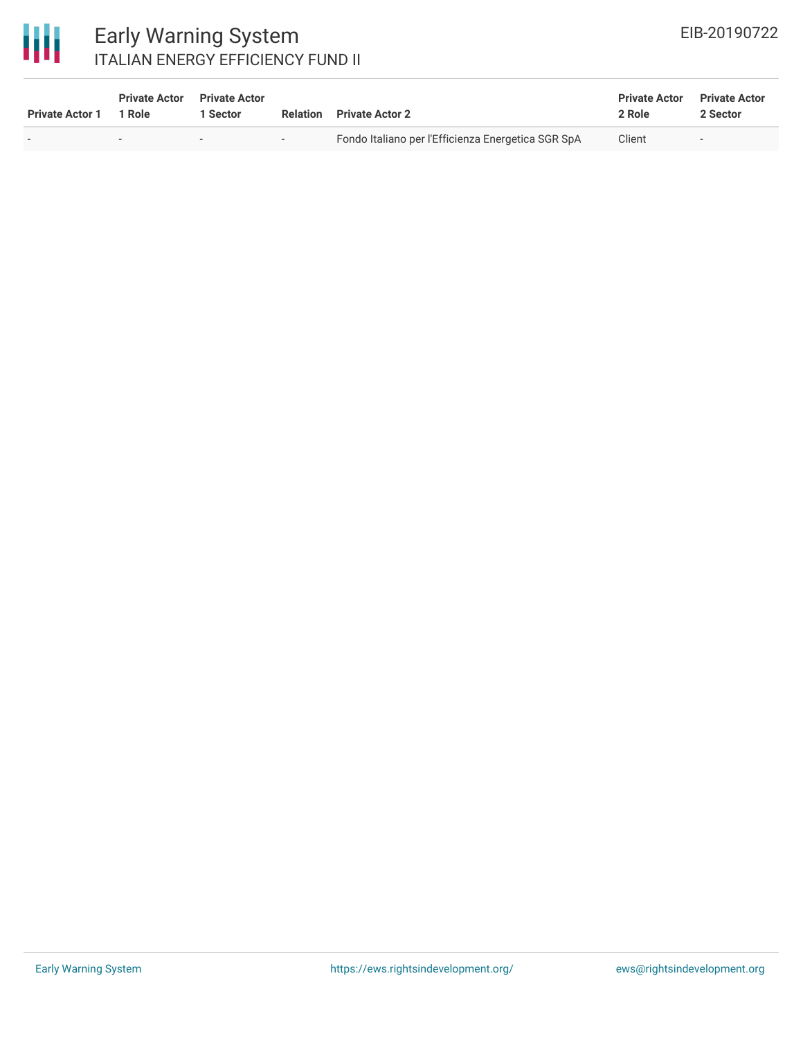| Private Actor 1 | Private Actor 1 Role | Private Actor 1 Sector | Relation | Private Actor 2 | Private Actor 2 Role | Private Actor 2 Sector |
|---|---|---|---|---|---|---|
| - | - | - | - | Fondo Italiano per l'Efficienza Energetica SGR SpA | Client | - |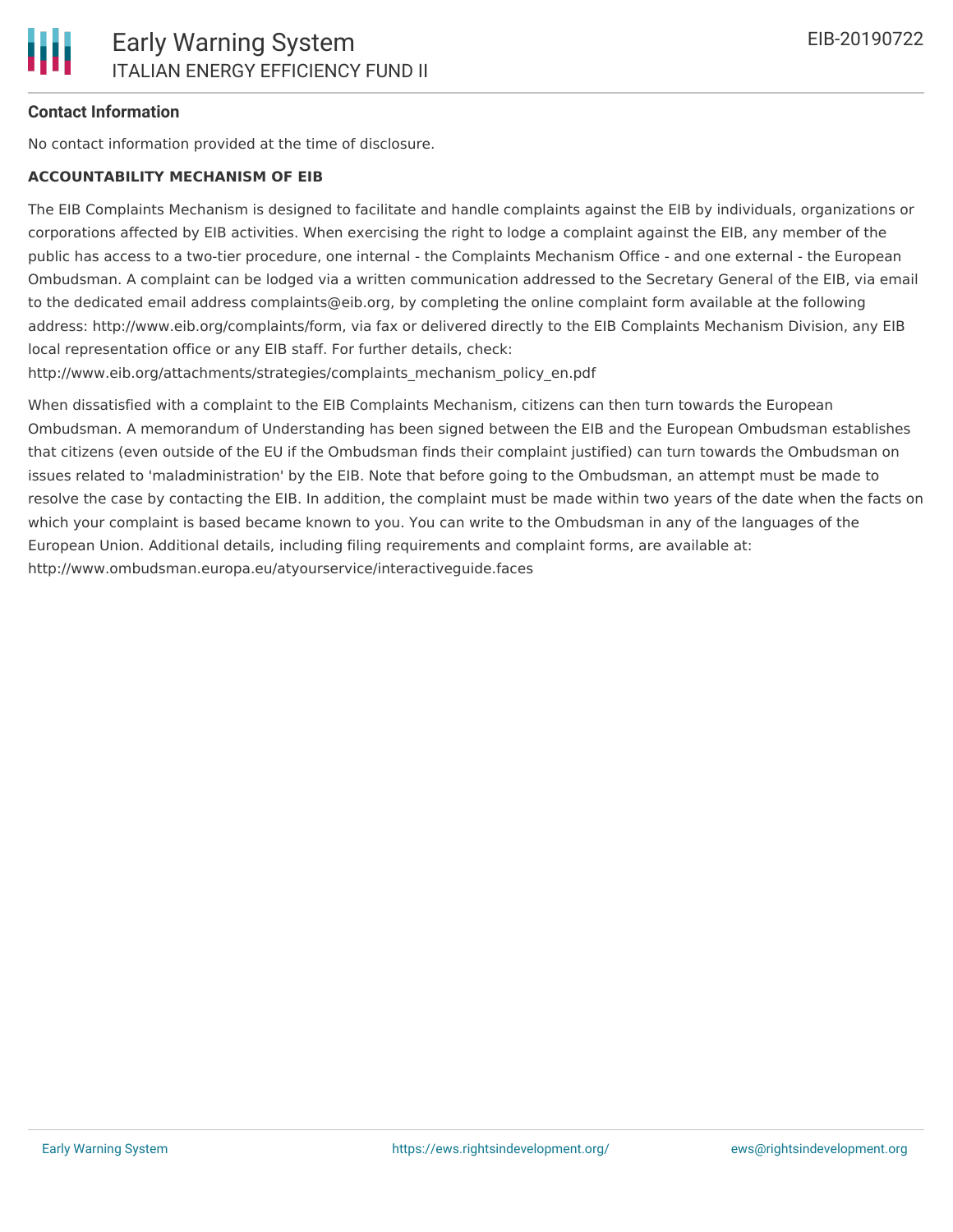**Contact Information**

No contact information provided at the time of disclosure.

**ACCOUNTABILITY MECHANISM OF EIB**

The EIB Complaints Mechanism is designed to facilitate and handle complaints against the EIB by individuals, organizations or corporations affected by EIB activities. When exercising the right to lodge a complaint against the EIB, any member of the public has access to a two-tier procedure, one internal - the Complaints Mechanism Office - and one external - the European Ombudsman. A complaint can be lodged via a written communication addressed to the Secretary General of the EIB, via email to the dedicated email address complaints@eib.org, by completing the online complaint form available at the following address: http://www.eib.org/complaints/form, via fax or delivered directly to the EIB Complaints Mechanism Division, any EIB local representation office or any EIB staff. For further details, check: http://www.eib.org/attachments/strategies/complaints_mechanism_policy_en.pdf

When dissatisfied with a complaint to the EIB Complaints Mechanism, citizens can then turn towards the European Ombudsman. A memorandum of Understanding has been signed between the EIB and the European Ombudsman establishes that citizens (even outside of the EU if the Ombudsman finds their complaint justified) can turn towards the Ombudsman on issues related to 'maladministration' by the EIB. Note that before going to the Ombudsman, an attempt must be made to resolve the case by contacting the EIB. In addition, the complaint must be made within two years of the date when the facts on which your complaint is based became known to you. You can write to the Ombudsman in any of the languages of the European Union. Additional details, including filing requirements and complaint forms, are available at: http://www.ombudsman.europa.eu/atyourservice/interactiveguide.faces